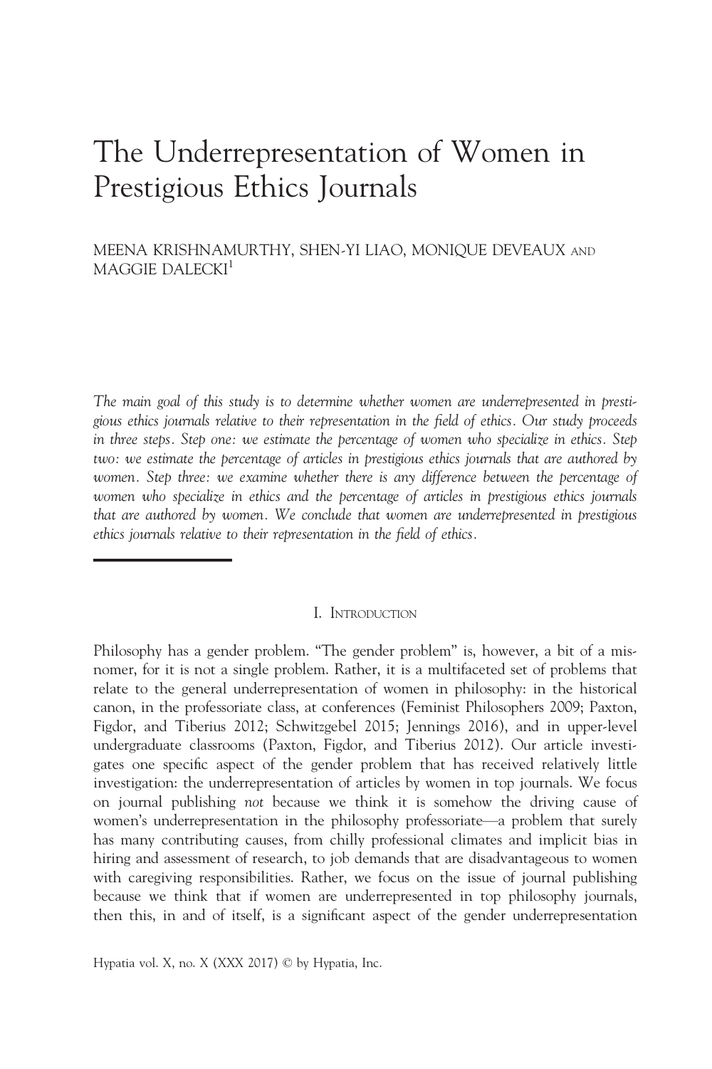# The Underrepresentation of Women in Prestigious Ethics Journals

MEENA KRISHNAMURTHY, SHEN-YI LIAO, MONIQUE DEVEAUX AND MAGGIE DALECKI[1]

*The main goal of this study is to determine whether women are underrepresented in prestigious ethics journals relative to their representation in the field of ethics. Our study proceeds in three steps. Step one: we estimate the percentage of women who specialize in ethics. Step two: we estimate the percentage of articles in prestigious ethics journals that are authored by women. Step three: we examine whether there is any difference between the percentage of women who specialize in ethics and the percentage of articles in prestigious ethics journals that are authored by women. We conclude that women are underrepresented in prestigious ethics journals relative to their representation in the field of ethics.*

## I. Introduction

Philosophy has a gender problem. "The gender problem" is, however, a bit of a misnomer, for it is not a single problem. Rather, it is a multifaceted set of problems that relate to the general underrepresentation of women in philosophy: in the historical canon, in the professoriate class, at conferences (Feminist Philosophers 2009; Paxton, Figdor, and Tiberius 2012; Schwitzgebel 2015; Jennings 2016), and in upper-level undergraduate classrooms (Paxton, Figdor, and Tiberius 2012). Our article investigates one specific aspect of the gender problem that has received relatively little investigation: the underrepresentation of articles by women in top journals. We focus on journal publishing *not* because we think it is somehow the driving cause of women's underrepresentation in the philosophy professoriate—a problem that surely has many contributing causes, from chilly professional climates and implicit bias in hiring and assessment of research, to job demands that are disadvantageous to women with caregiving responsibilities. Rather, we focus on the issue of journal publishing because we think that if women are underrepresented in top philosophy journals, then this, in and of itself, is a significant aspect of the gender underrepresentation

Hypatia vol. X, no. X (XXX 2017) © by Hypatia, Inc.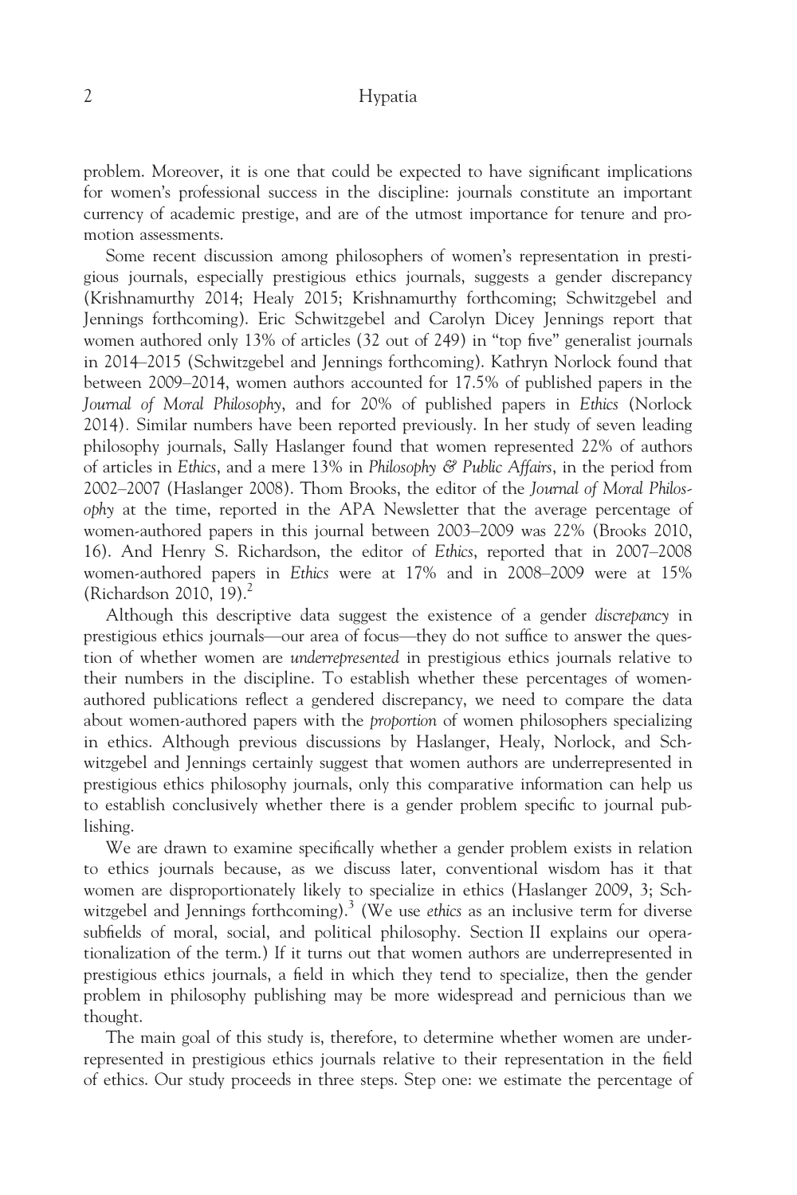problem. Moreover, it is one that could be expected to have significant implications for women's professional success in the discipline: journals constitute an important currency of academic prestige, and are of the utmost importance for tenure and promotion assessments.

Some recent discussion among philosophers of women's representation in prestigious journals, especially prestigious ethics journals, suggests a gender discrepancy (Krishnamurthy 2014; Healy 2015; Krishnamurthy forthcoming; Schwitzgebel and Jennings forthcoming). Eric Schwitzgebel and Carolyn Dicey Jennings report that women authored only 13% of articles (32 out of 249) in "top five" generalist journals in 2014–2015 (Schwitzgebel and Jennings forthcoming). Kathryn Norlock found that between 2009–2014, women authors accounted for 17.5% of published papers in the *Journal of Moral Philosophy*, and for 20% of published papers in *Ethics* (Norlock 2014). Similar numbers have been reported previously. In her study of seven leading philosophy journals, Sally Haslanger found that women represented 22% of authors of articles in *Ethics*, and a mere 13% in *Philosophy & Public Affairs*, in the period from 2002–2007 (Haslanger 2008). Thom Brooks, the editor of the *Journal of Moral Philosophy* at the time, reported in the APA Newsletter that the average percentage of women-authored papers in this journal between 2003–2009 was 22% (Brooks 2010, 16). And Henry S. Richardson, the editor of *Ethics*, reported that in 2007–2008 women-authored papers in *Ethics* were at 17% and in 2008–2009 were at 15% (Richardson 2010, 19).[2]

Although this descriptive data suggest the existence of a gender *discrepancy* in prestigious ethics journals—our area of focus—they do not suffice to answer the question of whether women are *underrepresented* in prestigious ethics journals relative to their numbers in the discipline. To establish whether these percentages of women-authored publications reflect a gendered discrepancy, we need to compare the data about women-authored papers with the *proportion* of women philosophers specializing in ethics. Although previous discussions by Haslanger, Healy, Norlock, and Schwitzgebel and Jennings certainly suggest that women authors are underrepresented in prestigious ethics philosophy journals, only this comparative information can help us to establish conclusively whether there is a gender problem specific to journal publishing.

We are drawn to examine specifically whether a gender problem exists in relation to ethics journals because, as we discuss later, conventional wisdom has it that women are disproportionately likely to specialize in ethics (Haslanger 2009, 3; Schwitzgebel and Jennings forthcoming).[3] (We use *ethics* as an inclusive term for diverse subfields of moral, social, and political philosophy. Section II explains our operationalization of the term.) If it turns out that women authors are underrepresented in prestigious ethics journals, a field in which they tend to specialize, then the gender problem in philosophy publishing may be more widespread and pernicious than we thought.

The main goal of this study is, therefore, to determine whether women are underrepresented in prestigious ethics journals relative to their representation in the field of ethics. Our study proceeds in three steps. Step one: we estimate the percentage of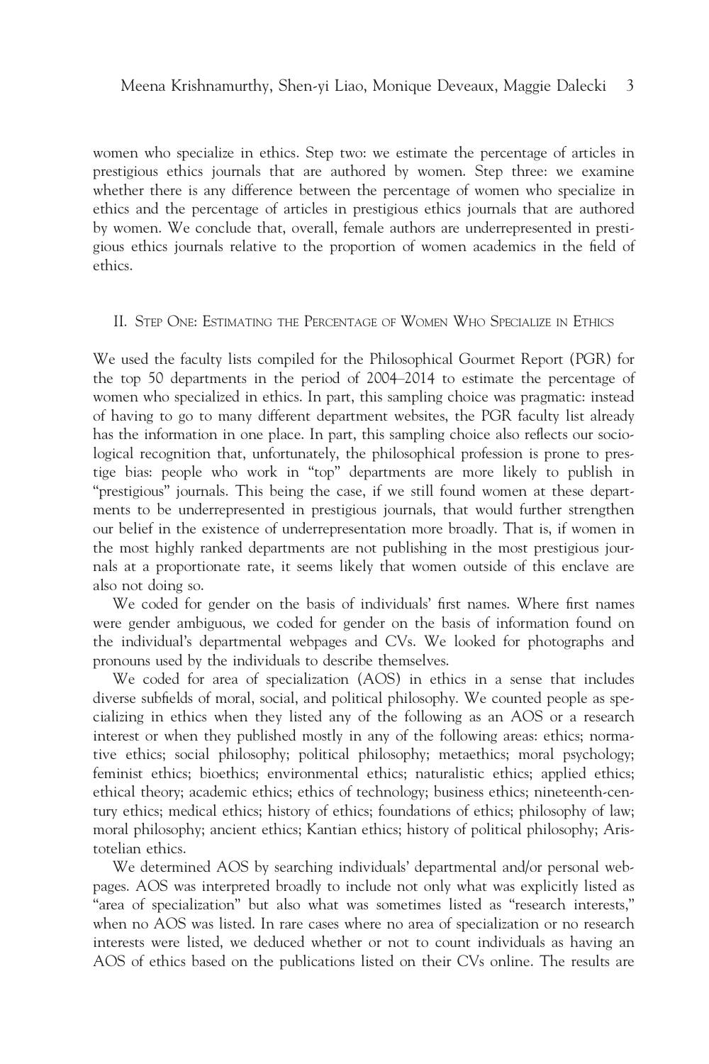women who specialize in ethics. Step two: we estimate the percentage of articles in prestigious ethics journals that are authored by women. Step three: we examine whether there is any difference between the percentage of women who specialize in ethics and the percentage of articles in prestigious ethics journals that are authored by women. We conclude that, overall, female authors are underrepresented in prestigious ethics journals relative to the proportion of women academics in the field of ethics.

## II. Step One: Estimating the Percentage of Women Who Specialize in Ethics

We used the faculty lists compiled for the Philosophical Gourmet Report (PGR) for the top 50 departments in the period of 2004–2014 to estimate the percentage of women who specialized in ethics. In part, this sampling choice was pragmatic: instead of having to go to many different department websites, the PGR faculty list already has the information in one place. In part, this sampling choice also reflects our sociological recognition that, unfortunately, the philosophical profession is prone to prestige bias: people who work in "top" departments are more likely to publish in "prestigious" journals. This being the case, if we still found women at these departments to be underrepresented in prestigious journals, that would further strengthen our belief in the existence of underrepresentation more broadly. That is, if women in the most highly ranked departments are not publishing in the most prestigious journals at a proportionate rate, it seems likely that women outside of this enclave are also not doing so.

We coded for gender on the basis of individuals' first names. Where first names were gender ambiguous, we coded for gender on the basis of information found on the individual's departmental webpages and CVs. We looked for photographs and pronouns used by the individuals to describe themselves.

We coded for area of specialization (AOS) in ethics in a sense that includes diverse subfields of moral, social, and political philosophy. We counted people as specializing in ethics when they listed any of the following as an AOS or a research interest or when they published mostly in any of the following areas: ethics; normative ethics; social philosophy; political philosophy; metaethics; moral psychology; feminist ethics; bioethics; environmental ethics; naturalistic ethics; applied ethics; ethical theory; academic ethics; ethics of technology; business ethics; nineteenth-century ethics; medical ethics; history of ethics; foundations of ethics; philosophy of law; moral philosophy; ancient ethics; Kantian ethics; history of political philosophy; Aristotelian ethics.

We determined AOS by searching individuals' departmental and/or personal webpages. AOS was interpreted broadly to include not only what was explicitly listed as "area of specialization" but also what was sometimes listed as "research interests," when no AOS was listed. In rare cases where no area of specialization or no research interests were listed, we deduced whether or not to count individuals as having an AOS of ethics based on the publications listed on their CVs online. The results are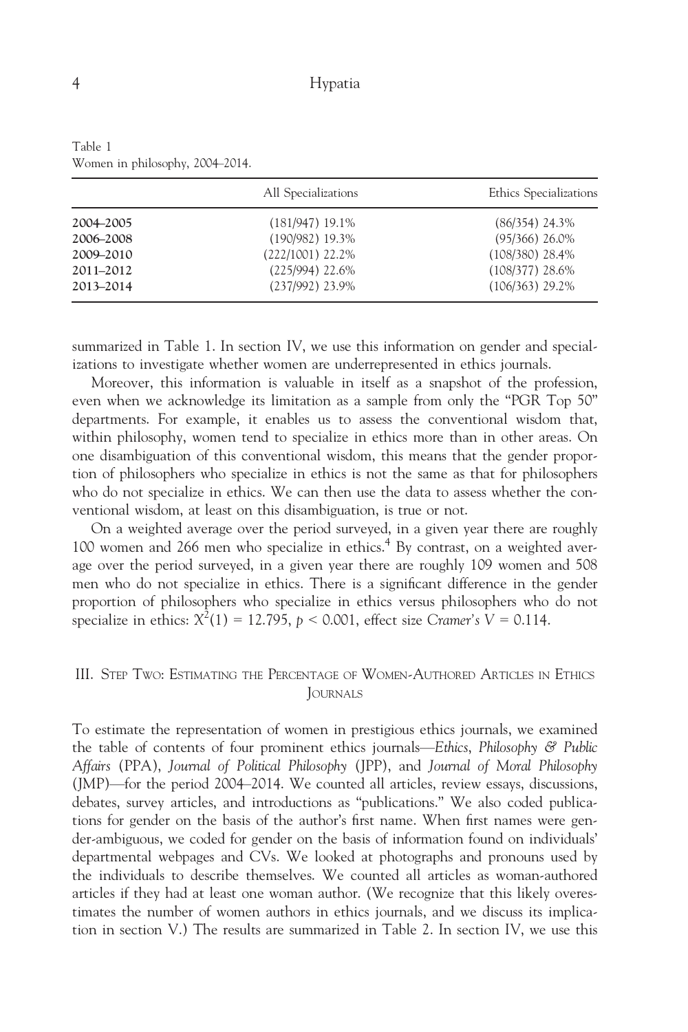Table 1
Women in philosophy, 2004–2014.

| | All Specializations | Ethics Specializations |
|---|---|---|
| **2004–2005** | (181/947) 19.1% | (86/354) 24.3% |
| **2006–2008** | (190/982) 19.3% | (95/366) 26.0% |
| **2009–2010** | (222/1001) 22.2% | (108/380) 28.4% |
| **2011–2012** | (225/994) 22.6% | (108/377) 28.6% |
| **2013–2014** | (237/992) 23.9% | (106/363) 29.2% |

summarized in Table 1. In section IV, we use this information on gender and specializations to investigate whether women are underrepresented in ethics journals.

Moreover, this information is valuable in itself as a snapshot of the profession, even when we acknowledge its limitation as a sample from only the "PGR Top 50" departments. For example, it enables us to assess the conventional wisdom that, within philosophy, women tend to specialize in ethics more than in other areas. On one disambiguation of this conventional wisdom, this means that the gender proportion of philosophers who specialize in ethics is not the same as that for philosophers who do not specialize in ethics. We can then use the data to assess whether the conventional wisdom, at least on this disambiguation, is true or not.

On a weighted average over the period surveyed, in a given year there are roughly 100 women and 266 men who specialize in ethics.[4] By contrast, on a weighted average over the period surveyed, in a given year there are roughly 109 women and 508 men who do not specialize in ethics. There is a significant difference in the gender proportion of philosophers who specialize in ethics versus philosophers who do not specialize in ethics: $X^2(1) = 12.795$, $p < 0.001$, effect size *Cramer's* $V = 0.114$.

## III. Step Two: Estimating the Percentage of Women-Authored Articles in Ethics Journals

To estimate the representation of women in prestigious ethics journals, we examined the table of contents of four prominent ethics journals—*Ethics*, *Philosophy & Public Affairs* (PPA), *Journal of Political Philosophy* (JPP), and *Journal of Moral Philosophy* (JMP)—for the period 2004–2014. We counted all articles, review essays, discussions, debates, survey articles, and introductions as "publications." We also coded publications for gender on the basis of the author's first name. When first names were gender-ambiguous, we coded for gender on the basis of information found on individuals' departmental webpages and CVs. We looked at photographs and pronouns used by the individuals to describe themselves. We counted all articles as woman-authored articles if they had at least one woman author. (We recognize that this likely overestimates the number of women authors in ethics journals, and we discuss its implication in section V.) The results are summarized in Table 2. In section IV, we use this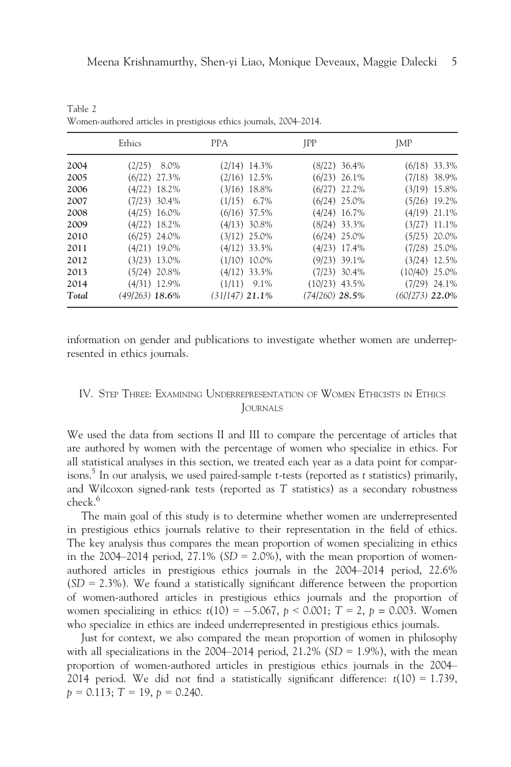Table 2
Women-authored articles in prestigious ethics journals, 2004–2014.

| | Ethics | PPA | JPP | JMP |
|---|---|---|---|---|
| 2004 | (2/25) 8.0% | (2/14) 14.3% | (8/22) 36.4% | (6/18) 33.3% |
| 2005 | (6/22) 27.3% | (2/16) 12.5% | (6/23) 26.1% | (7/18) 38.9% |
| 2006 | (4/22) 18.2% | (3/16) 18.8% | (6/27) 22.2% | (3/19) 15.8% |
| 2007 | (7/23) 30.4% | (1/15) 6.7% | (6/24) 25.0% | (5/26) 19.2% |
| 2008 | (4/25) 16.0% | (6/16) 37.5% | (4/24) 16.7% | (4/19) 21.1% |
| 2009 | (4/22) 18.2% | (4/13) 30.8% | (8/24) 33.3% | (3/27) 11.1% |
| 2010 | (6/25) 24.0% | (3/12) 25.0% | (6/24) 25.0% | (5/25) 20.0% |
| 2011 | (4/21) 19.0% | (4/12) 33.3% | (4/23) 17.4% | (7/28) 25.0% |
| 2012 | (3/23) 13.0% | (1/10) 10.0% | (9/23) 39.1% | (3/24) 12.5% |
| 2013 | (5/24) 20.8% | (4/12) 33.3% | (7/23) 30.4% | (10/40) 25.0% |
| 2014 | (4/31) 12.9% | (1/11) 9.1% | (10/23) 43.5% | (7/29) 24.1% |
| *Total* | *(49/263)* **18.6%** | *(31/147)* **21.1%** | *(74/260)* **28.5%** | *(60/273)* **22.0%** |

information on gender and publications to investigate whether women are underrepresented in ethics journals.

## IV. Step Three: Examining Underrepresentation of Women Ethicists in Ethics Journals

We used the data from sections II and III to compare the percentage of articles that are authored by women with the percentage of women who specialize in ethics. For all statistical analyses in this section, we treated each year as a data point for comparisons.[5] In our analysis, we used paired-sample t-tests (reported as $t$ statistics) primarily, and Wilcoxon signed-rank tests (reported as $T$ statistics) as a secondary robustness check.[6]

The main goal of this study is to determine whether women are underrepresented in prestigious ethics journals relative to their representation in the field of ethics. The key analysis thus compares the mean proportion of women specializing in ethics in the 2004–2014 period, 27.1% ($SD$ = 2.0%), with the mean proportion of women-authored articles in prestigious ethics journals in the 2004–2014 period, 22.6% ($SD$ = 2.3%). We found a statistically significant difference between the proportion of women-authored articles in prestigious ethics journals and the proportion of women specializing in ethics: $t(10) = -5.067$, $p < 0.001$; $T = 2$, $p = 0.003$. Women who specialize in ethics are indeed underrepresented in prestigious ethics journals.

Just for context, we also compared the mean proportion of women in philosophy with all specializations in the 2004–2014 period, 21.2% ($SD$ = 1.9%), with the mean proportion of women-authored articles in prestigious ethics journals in the 2004–2014 period. We did not find a statistically significant difference: $t(10) = 1.739$, $p = 0.113$; $T = 19$, $p = 0.240$.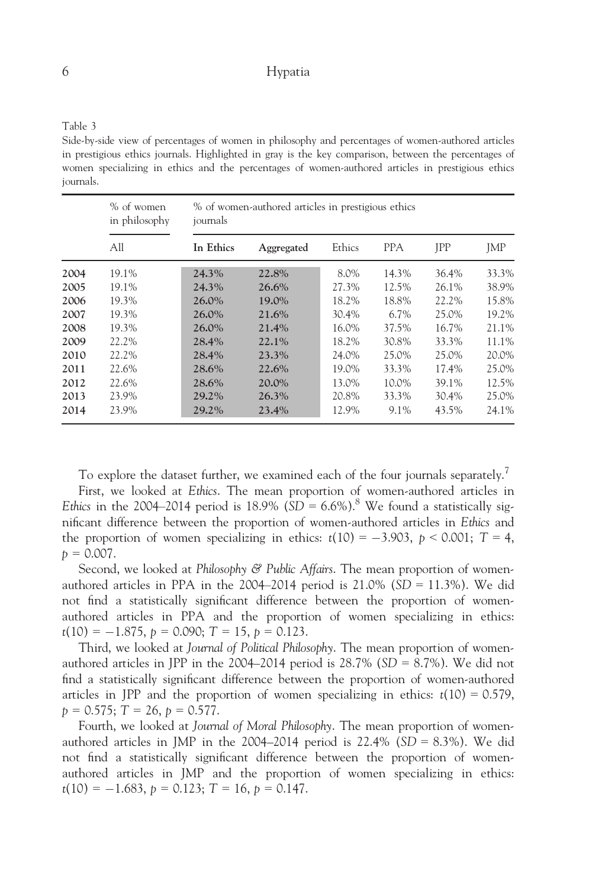Table 3

Side-by-side view of percentages of women in philosophy and percentages of women-authored articles in prestigious ethics journals. Highlighted in gray is the key comparison, between the percentages of women specializing in ethics and the percentages of women-authored articles in prestigious ethics journals.

| | % of women in philosophy | | % of women-authored articles in prestigious ethics journals | | | | |
|---|---|---|---|---|---|---|---|
| | All | **In Ethics** | **Aggregated** | Ethics | PPA | JPP | JMP |
| **2004** | 19.1% | **24.3%** | **22.8%** | 8.0% | 14.3% | 36.4% | 33.3% |
| **2005** | 19.1% | **24.3%** | **26.6%** | 27.3% | 12.5% | 26.1% | 38.9% |
| **2006** | 19.3% | **26.0%** | **19.0%** | 18.2% | 18.8% | 22.2% | 15.8% |
| **2007** | 19.3% | **26.0%** | **21.6%** | 30.4% | 6.7% | 25.0% | 19.2% |
| **2008** | 19.3% | **26.0%** | **21.4%** | 16.0% | 37.5% | 16.7% | 21.1% |
| **2009** | 22.2% | **28.4%** | **22.1%** | 18.2% | 30.8% | 33.3% | 11.1% |
| **2010** | 22.2% | **28.4%** | **23.3%** | 24.0% | 25.0% | 25.0% | 20.0% |
| **2011** | 22.6% | **28.6%** | **22.6%** | 19.0% | 33.3% | 17.4% | 25.0% |
| **2012** | 22.6% | **28.6%** | **20.0%** | 13.0% | 10.0% | 39.1% | 12.5% |
| **2013** | 23.9% | **29.2%** | **26.3%** | 20.8% | 33.3% | 30.4% | 25.0% |
| **2014** | 23.9% | **29.2%** | **23.4%** | 12.9% | 9.1% | 43.5% | 24.1% |

To explore the dataset further, we examined each of the four journals separately.[7]

First, we looked at *Ethics*. The mean proportion of women-authored articles in *Ethics* in the 2004–2014 period is 18.9% ($SD = 6.6\%$).[8] We found a statistically significant difference between the proportion of women-authored articles in *Ethics* and the proportion of women specializing in ethics: $t(10) = -3.903$, $p < 0.001$; $T = 4$, $p = 0.007$.

Second, we looked at *Philosophy & Public Affairs*. The mean proportion of women-authored articles in PPA in the 2004–2014 period is 21.0% ($SD = 11.3\%$). We did not find a statistically significant difference between the proportion of women-authored articles in PPA and the proportion of women specializing in ethics: $t(10) = -1.875$, $p = 0.090$; $T = 15$, $p = 0.123$.

Third, we looked at *Journal of Political Philosophy*. The mean proportion of women-authored articles in JPP in the 2004–2014 period is 28.7% ($SD = 8.7\%$). We did not find a statistically significant difference between the proportion of women-authored articles in JPP and the proportion of women specializing in ethics: $t(10) = 0.579$, $p = 0.575$; $T = 26$, $p = 0.577$.

Fourth, we looked at *Journal of Moral Philosophy*. The mean proportion of women-authored articles in JMP in the 2004–2014 period is 22.4% ($SD = 8.3\%$). We did not find a statistically significant difference between the proportion of women-authored articles in JMP and the proportion of women specializing in ethics: $t(10) = -1.683$, $p = 0.123$; $T = 16$, $p = 0.147$.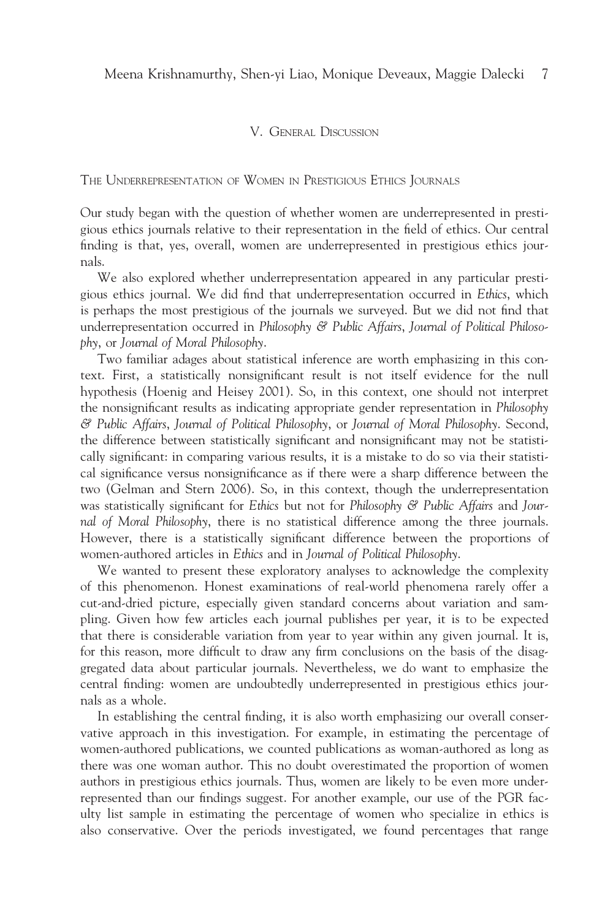## V. General Discussion

### The Underrepresentation of Women in Prestigious Ethics Journals

Our study began with the question of whether women are underrepresented in prestigious ethics journals relative to their representation in the field of ethics. Our central finding is that, yes, overall, women are underrepresented in prestigious ethics journals.

We also explored whether underrepresentation appeared in any particular prestigious ethics journal. We did find that underrepresentation occurred in *Ethics*, which is perhaps the most prestigious of the journals we surveyed. But we did not find that underrepresentation occurred in *Philosophy & Public Affairs*, *Journal of Political Philosophy*, or *Journal of Moral Philosophy*.

Two familiar adages about statistical inference are worth emphasizing in this context. First, a statistically nonsignificant result is not itself evidence for the null hypothesis (Hoenig and Heisey 2001). So, in this context, one should not interpret the nonsignificant results as indicating appropriate gender representation in *Philosophy & Public Affairs*, *Journal of Political Philosophy*, or *Journal of Moral Philosophy*. Second, the difference between statistically significant and nonsignificant may not be statistically significant: in comparing various results, it is a mistake to do so via their statistical significance versus nonsignificance as if there were a sharp difference between the two (Gelman and Stern 2006). So, in this context, though the underrepresentation was statistically significant for *Ethics* but not for *Philosophy & Public Affairs* and *Journal of Moral Philosophy*, there is no statistical difference among the three journals. However, there is a statistically significant difference between the proportions of women-authored articles in *Ethics* and in *Journal of Political Philosophy*.

We wanted to present these exploratory analyses to acknowledge the complexity of this phenomenon. Honest examinations of real-world phenomena rarely offer a cut-and-dried picture, especially given standard concerns about variation and sampling. Given how few articles each journal publishes per year, it is to be expected that there is considerable variation from year to year within any given journal. It is, for this reason, more difficult to draw any firm conclusions on the basis of the disaggregated data about particular journals. Nevertheless, we do want to emphasize the central finding: women are undoubtedly underrepresented in prestigious ethics journals as a whole.

In establishing the central finding, it is also worth emphasizing our overall conservative approach in this investigation. For example, in estimating the percentage of women-authored publications, we counted publications as woman-authored as long as there was one woman author. This no doubt overestimated the proportion of women authors in prestigious ethics journals. Thus, women are likely to be even more underrepresented than our findings suggest. For another example, our use of the PGR faculty list sample in estimating the percentage of women who specialize in ethics is also conservative. Over the periods investigated, we found percentages that range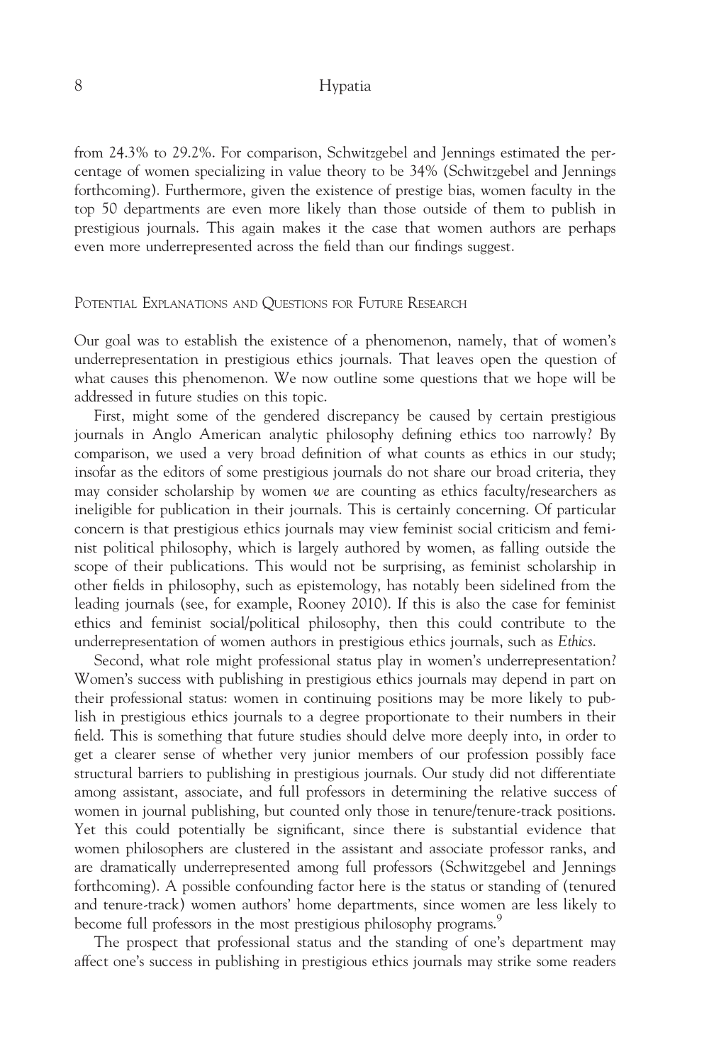from 24.3% to 29.2%. For comparison, Schwitzgebel and Jennings estimated the percentage of women specializing in value theory to be 34% (Schwitzgebel and Jennings forthcoming). Furthermore, given the existence of prestige bias, women faculty in the top 50 departments are even more likely than those outside of them to publish in prestigious journals. This again makes it the case that women authors are perhaps even more underrepresented across the field than our findings suggest.

## Potential Explanations and Questions for Future Research

Our goal was to establish the existence of a phenomenon, namely, that of women's underrepresentation in prestigious ethics journals. That leaves open the question of what causes this phenomenon. We now outline some questions that we hope will be addressed in future studies on this topic.

First, might some of the gendered discrepancy be caused by certain prestigious journals in Anglo American analytic philosophy defining ethics too narrowly? By comparison, we used a very broad definition of what counts as ethics in our study; insofar as the editors of some prestigious journals do not share our broad criteria, they may consider scholarship by women *we* are counting as ethics faculty/researchers as ineligible for publication in their journals. This is certainly concerning. Of particular concern is that prestigious ethics journals may view feminist social criticism and feminist political philosophy, which is largely authored by women, as falling outside the scope of their publications. This would not be surprising, as feminist scholarship in other fields in philosophy, such as epistemology, has notably been sidelined from the leading journals (see, for example, Rooney 2010). If this is also the case for feminist ethics and feminist social/political philosophy, then this could contribute to the underrepresentation of women authors in prestigious ethics journals, such as *Ethics*.

Second, what role might professional status play in women's underrepresentation? Women's success with publishing in prestigious ethics journals may depend in part on their professional status: women in continuing positions may be more likely to publish in prestigious ethics journals to a degree proportionate to their numbers in their field. This is something that future studies should delve more deeply into, in order to get a clearer sense of whether very junior members of our profession possibly face structural barriers to publishing in prestigious journals. Our study did not differentiate among assistant, associate, and full professors in determining the relative success of women in journal publishing, but counted only those in tenure/tenure-track positions. Yet this could potentially be significant, since there is substantial evidence that women philosophers are clustered in the assistant and associate professor ranks, and are dramatically underrepresented among full professors (Schwitzgebel and Jennings forthcoming). A possible confounding factor here is the status or standing of (tenured and tenure-track) women authors' home departments, since women are less likely to become full professors in the most prestigious philosophy programs.[9]

The prospect that professional status and the standing of one's department may affect one's success in publishing in prestigious ethics journals may strike some readers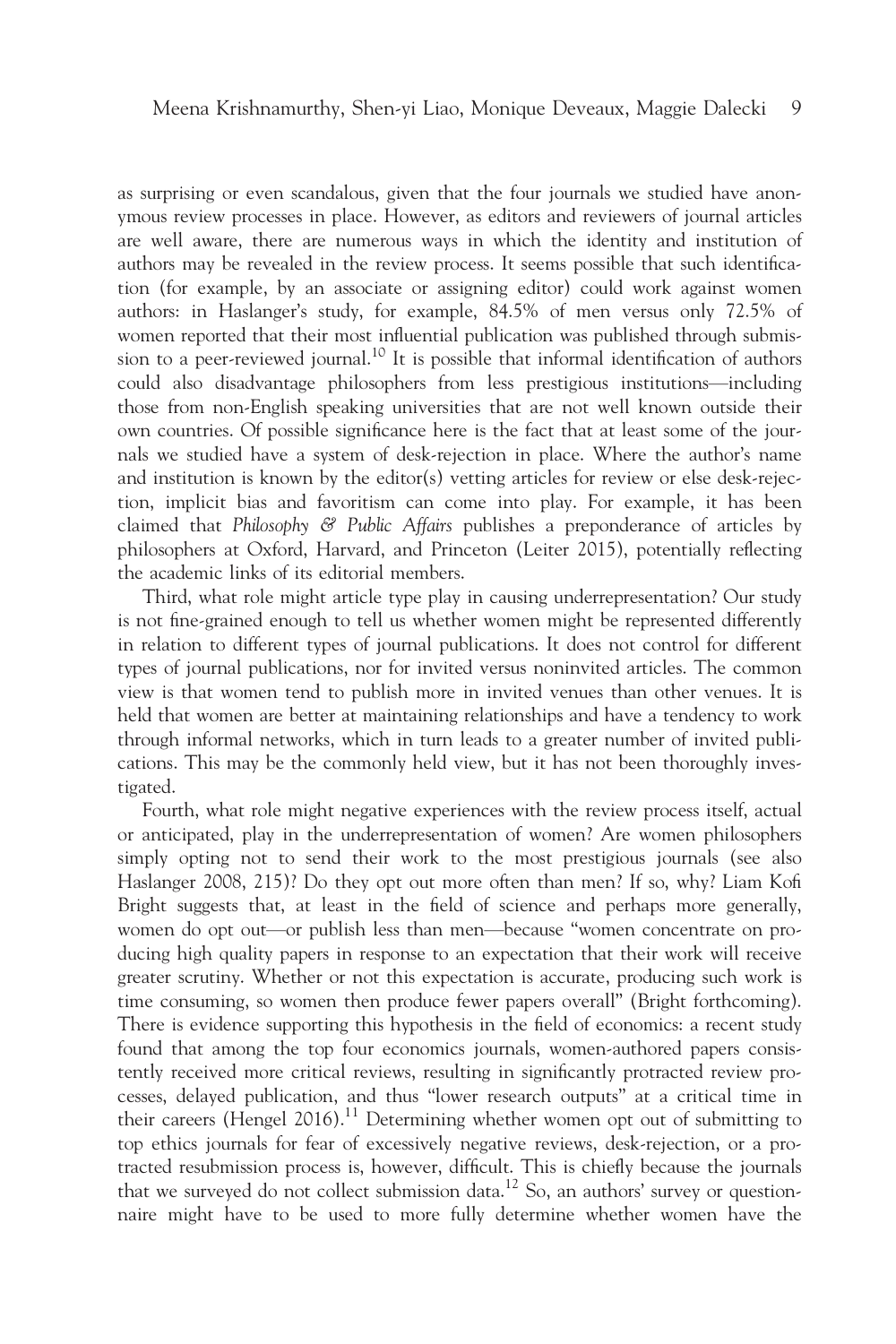as surprising or even scandalous, given that the four journals we studied have anonymous review processes in place. However, as editors and reviewers of journal articles are well aware, there are numerous ways in which the identity and institution of authors may be revealed in the review process. It seems possible that such identification (for example, by an associate or assigning editor) could work against women authors: in Haslanger's study, for example, 84.5% of men versus only 72.5% of women reported that their most influential publication was published through submission to a peer-reviewed journal.[10] It is possible that informal identification of authors could also disadvantage philosophers from less prestigious institutions—including those from non-English speaking universities that are not well known outside their own countries. Of possible significance here is the fact that at least some of the journals we studied have a system of desk-rejection in place. Where the author's name and institution is known by the editor(s) vetting articles for review or else desk-rejection, implicit bias and favoritism can come into play. For example, it has been claimed that *Philosophy & Public Affairs* publishes a preponderance of articles by philosophers at Oxford, Harvard, and Princeton (Leiter 2015), potentially reflecting the academic links of its editorial members.

Third, what role might article type play in causing underrepresentation? Our study is not fine-grained enough to tell us whether women might be represented differently in relation to different types of journal publications. It does not control for different types of journal publications, nor for invited versus noninvited articles. The common view is that women tend to publish more in invited venues than other venues. It is held that women are better at maintaining relationships and have a tendency to work through informal networks, which in turn leads to a greater number of invited publications. This may be the commonly held view, but it has not been thoroughly investigated.

Fourth, what role might negative experiences with the review process itself, actual or anticipated, play in the underrepresentation of women? Are women philosophers simply opting not to send their work to the most prestigious journals (see also Haslanger 2008, 215)? Do they opt out more often than men? If so, why? Liam Kofi Bright suggests that, at least in the field of science and perhaps more generally, women do opt out—or publish less than men—because "women concentrate on producing high quality papers in response to an expectation that their work will receive greater scrutiny. Whether or not this expectation is accurate, producing such work is time consuming, so women then produce fewer papers overall" (Bright forthcoming). There is evidence supporting this hypothesis in the field of economics: a recent study found that among the top four economics journals, women-authored papers consistently received more critical reviews, resulting in significantly protracted review processes, delayed publication, and thus "lower research outputs" at a critical time in their careers (Hengel 2016).[11] Determining whether women opt out of submitting to top ethics journals for fear of excessively negative reviews, desk-rejection, or a protracted resubmission process is, however, difficult. This is chiefly because the journals that we surveyed do not collect submission data.[12] So, an authors' survey or questionnaire might have to be used to more fully determine whether women have the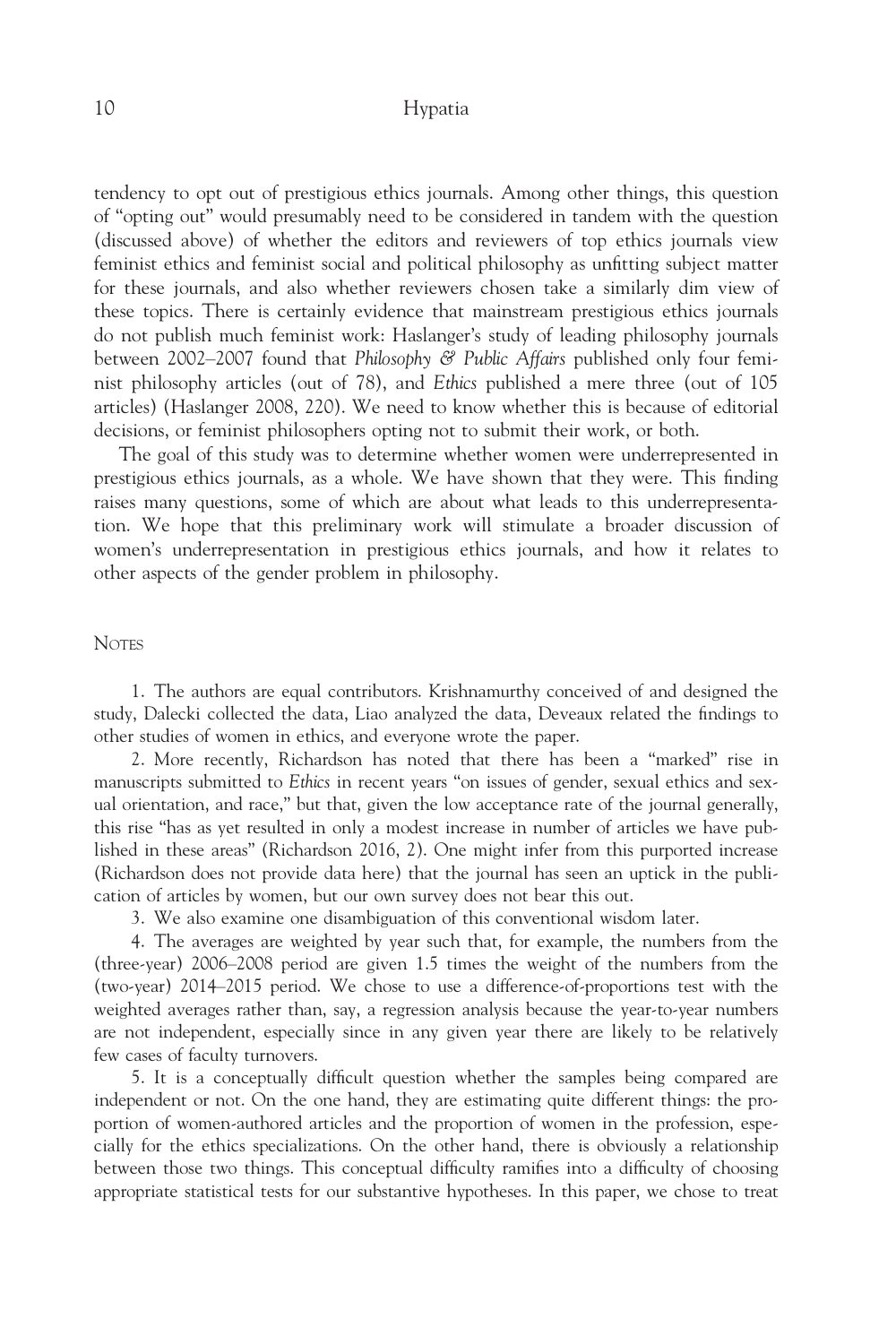tendency to opt out of prestigious ethics journals. Among other things, this question of "opting out" would presumably need to be considered in tandem with the question (discussed above) of whether the editors and reviewers of top ethics journals view feminist ethics and feminist social and political philosophy as unfitting subject matter for these journals, and also whether reviewers chosen take a similarly dim view of these topics. There is certainly evidence that mainstream prestigious ethics journals do not publish much feminist work: Haslanger's study of leading philosophy journals between 2002–2007 found that *Philosophy & Public Affairs* published only four feminist philosophy articles (out of 78), and *Ethics* published a mere three (out of 105 articles) (Haslanger 2008, 220). We need to know whether this is because of editorial decisions, or feminist philosophers opting not to submit their work, or both.

The goal of this study was to determine whether women were underrepresented in prestigious ethics journals, as a whole. We have shown that they were. This finding raises many questions, some of which are about what leads to this underrepresentation. We hope that this preliminary work will stimulate a broader discussion of women's underrepresentation in prestigious ethics journals, and how it relates to other aspects of the gender problem in philosophy.

## Notes

1. The authors are equal contributors. Krishnamurthy conceived of and designed the study, Dalecki collected the data, Liao analyzed the data, Deveaux related the findings to other studies of women in ethics, and everyone wrote the paper.

2. More recently, Richardson has noted that there has been a "marked" rise in manuscripts submitted to *Ethics* in recent years "on issues of gender, sexual ethics and sexual orientation, and race," but that, given the low acceptance rate of the journal generally, this rise "has as yet resulted in only a modest increase in number of articles we have published in these areas" (Richardson 2016, 2). One might infer from this purported increase (Richardson does not provide data here) that the journal has seen an uptick in the publication of articles by women, but our own survey does not bear this out.

3. We also examine one disambiguation of this conventional wisdom later.

4. The averages are weighted by year such that, for example, the numbers from the (three-year) 2006–2008 period are given 1.5 times the weight of the numbers from the (two-year) 2014–2015 period. We chose to use a difference-of-proportions test with the weighted averages rather than, say, a regression analysis because the year-to-year numbers are not independent, especially since in any given year there are likely to be relatively few cases of faculty turnovers.

5. It is a conceptually difficult question whether the samples being compared are independent or not. On the one hand, they are estimating quite different things: the proportion of women-authored articles and the proportion of women in the profession, especially for the ethics specializations. On the other hand, there is obviously a relationship between those two things. This conceptual difficulty ramifies into a difficulty of choosing appropriate statistical tests for our substantive hypotheses. In this paper, we chose to treat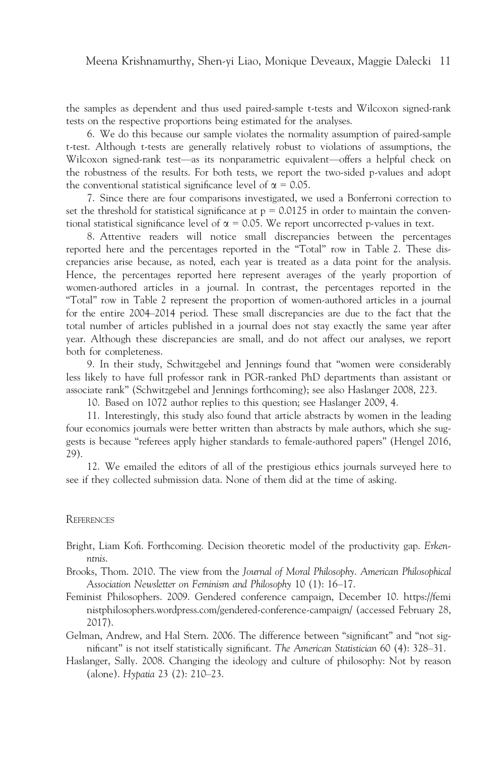the samples as dependent and thus used paired-sample t-tests and Wilcoxon signed-rank tests on the respective proportions being estimated for the analyses.

6. We do this because our sample violates the normality assumption of paired-sample t-test. Although t-tests are generally relatively robust to violations of assumptions, the Wilcoxon signed-rank test—as its nonparametric equivalent—offers a helpful check on the robustness of the results. For both tests, we report the two-sided p-values and adopt the conventional statistical significance level of $\alpha = 0.05$.

7. Since there are four comparisons investigated, we used a Bonferroni correction to set the threshold for statistical significance at $p = 0.0125$ in order to maintain the conventional statistical significance level of $\alpha = 0.05$. We report uncorrected p-values in text.

8. Attentive readers will notice small discrepancies between the percentages reported here and the percentages reported in the "Total" row in Table 2. These discrepancies arise because, as noted, each year is treated as a data point for the analysis. Hence, the percentages reported here represent averages of the yearly proportion of women-authored articles in a journal. In contrast, the percentages reported in the "Total" row in Table 2 represent the proportion of women-authored articles in a journal for the entire 2004–2014 period. These small discrepancies are due to the fact that the total number of articles published in a journal does not stay exactly the same year after year. Although these discrepancies are small, and do not affect our analyses, we report both for completeness.

9. In their study, Schwitzgebel and Jennings found that "women were considerably less likely to have full professor rank in PGR-ranked PhD departments than assistant or associate rank" (Schwitzgebel and Jennings forthcoming); see also Haslanger 2008, 223.

10. Based on 1072 author replies to this question; see Haslanger 2009, 4.

11. Interestingly, this study also found that article abstracts by women in the leading four economics journals were better written than abstracts by male authors, which she suggests is because "referees apply higher standards to female-authored papers" (Hengel 2016, 29).

12. We emailed the editors of all of the prestigious ethics journals surveyed here to see if they collected submission data. None of them did at the time of asking.

## References

Bright, Liam Kofi. Forthcoming. Decision theoretic model of the productivity gap. *Erkenntnis*.

Brooks, Thom. 2010. The view from the *Journal of Moral Philosophy*. *American Philosophical Association Newsletter on Feminism and Philosophy* 10 (1): 16–17.

Feminist Philosophers. 2009. Gendered conference campaign, December 10. https://feministphilosophers.wordpress.com/gendered-conference-campaign/ (accessed February 28, 2017).

Gelman, Andrew, and Hal Stern. 2006. The difference between "significant" and "not significant" is not itself statistically significant. *The American Statistician* 60 (4): 328–31.

Haslanger, Sally. 2008. Changing the ideology and culture of philosophy: Not by reason (alone). *Hypatia* 23 (2): 210–23.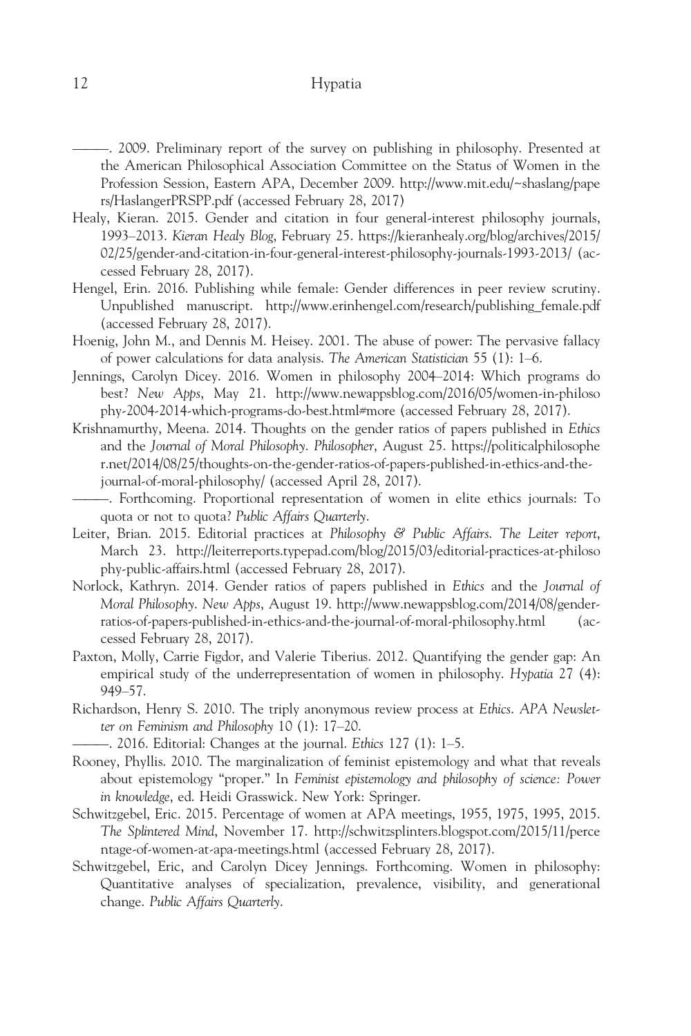———. 2009. Preliminary report of the survey on publishing in philosophy. Presented at the American Philosophical Association Committee on the Status of Women in the Profession Session, Eastern APA, December 2009. http://www.mit.edu/~shaslang/papers/HaslangerPRSPP.pdf (accessed February 28, 2017)

Healy, Kieran. 2015. Gender and citation in four general-interest philosophy journals, 1993–2013. *Kieran Healy Blog*, February 25. https://kieranhealy.org/blog/archives/2015/02/25/gender-and-citation-in-four-general-interest-philosophy-journals-1993-2013/ (accessed February 28, 2017).

Hengel, Erin. 2016. Publishing while female: Gender differences in peer review scrutiny. Unpublished manuscript. http://www.erinhengel.com/research/publishing_female.pdf (accessed February 28, 2017).

Hoenig, John M., and Dennis M. Heisey. 2001. The abuse of power: The pervasive fallacy of power calculations for data analysis. *The American Statistician* 55 (1): 1–6.

Jennings, Carolyn Dicey. 2016. Women in philosophy 2004–2014: Which programs do best? *New Apps*, May 21. http://www.newappsblog.com/2016/05/women-in-philosophy-2004-2014-which-programs-do-best.html#more (accessed February 28, 2017).

Krishnamurthy, Meena. 2014. Thoughts on the gender ratios of papers published in *Ethics* and the *Journal of Moral Philosophy*. *Philosopher*, August 25. https://politicalphilosopher.net/2014/08/25/thoughts-on-the-gender-ratios-of-papers-published-in-ethics-and-the-journal-of-moral-philosophy/ (accessed April 28, 2017).

———. Forthcoming. Proportional representation of women in elite ethics journals: To quota or not to quota? *Public Affairs Quarterly*.

Leiter, Brian. 2015. Editorial practices at *Philosophy & Public Affairs*. *The Leiter report*, March 23. http://leiterreports.typepad.com/blog/2015/03/editorial-practices-at-philosophy-public-affairs.html (accessed February 28, 2017).

Norlock, Kathryn. 2014. Gender ratios of papers published in *Ethics* and the *Journal of Moral Philosophy*. *New Apps*, August 19. http://www.newappsblog.com/2014/08/gender-ratios-of-papers-published-in-ethics-and-the-journal-of-moral-philosophy.html (accessed February 28, 2017).

Paxton, Molly, Carrie Figdor, and Valerie Tiberius. 2012. Quantifying the gender gap: An empirical study of the underrepresentation of women in philosophy. *Hypatia* 27 (4): 949–57.

Richardson, Henry S. 2010. The triply anonymous review process at *Ethics*. *APA Newsletter on Feminism and Philosophy* 10 (1): 17–20.

———. 2016. Editorial: Changes at the journal. *Ethics* 127 (1): 1–5.

Rooney, Phyllis. 2010. The marginalization of feminist epistemology and what that reveals about epistemology "proper." In *Feminist epistemology and philosophy of science: Power in knowledge*, ed. Heidi Grasswick. New York: Springer.

Schwitzgebel, Eric. 2015. Percentage of women at APA meetings, 1955, 1975, 1995, 2015. *The Splintered Mind*, November 17. http://schwitzsplinters.blogspot.com/2015/11/percentage-of-women-at-apa-meetings.html (accessed February 28, 2017).

Schwitzgebel, Eric, and Carolyn Dicey Jennings. Forthcoming. Women in philosophy: Quantitative analyses of specialization, prevalence, visibility, and generational change. *Public Affairs Quarterly*.